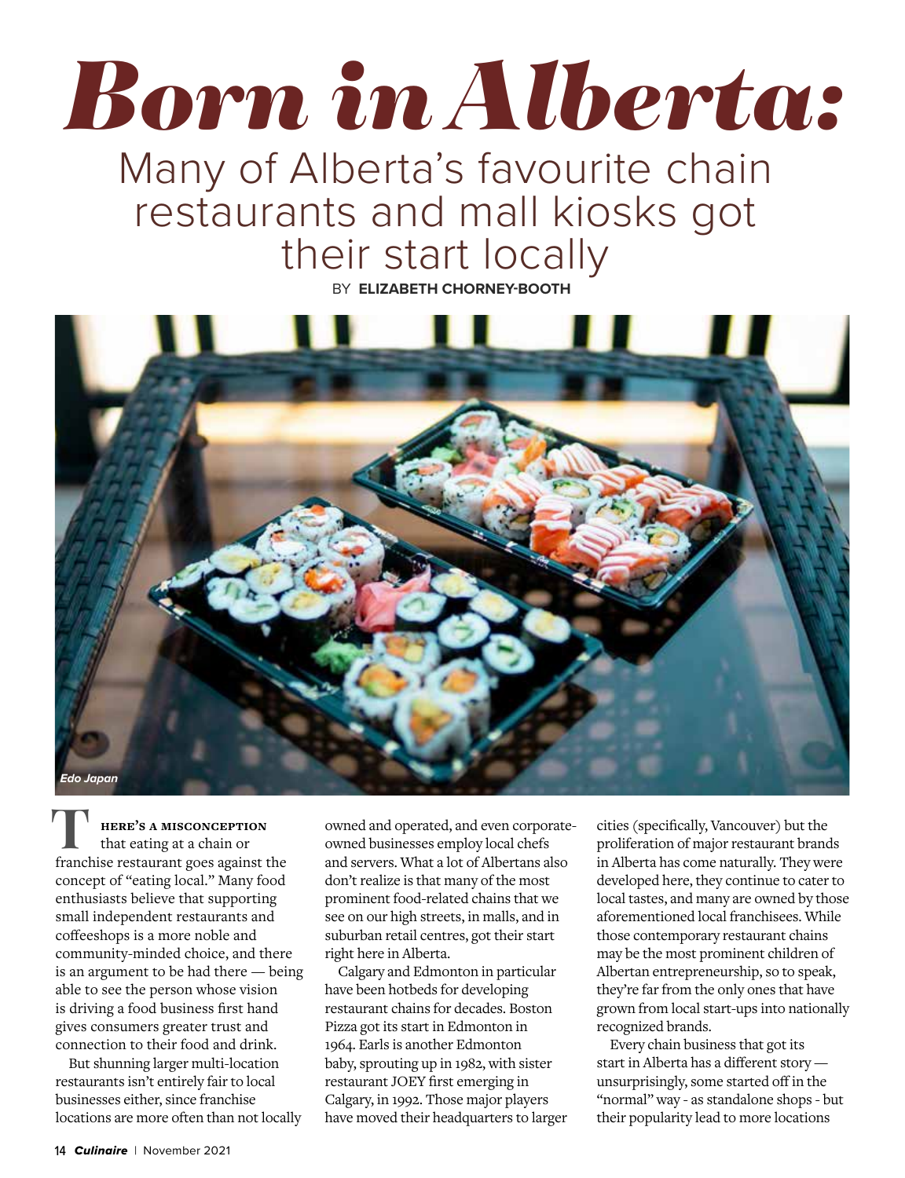# *Born in Alberta:*

## Many of Alberta's favourite chain restaurants and mall kiosks got their start locally

BY **ELIZABETH CHORNEY-BOOTH**

*Edo Japan*

There's a misconception that eating at a chain or franchise restaurant goes against the concept of "eating local." Many food enthusiasts believe that supporting small independent restaurants and coffeeshops is a more noble and community-minded choice, and there is an argument to be had there — being able to see the person whose vision is driving a food business first hand gives consumers greater trust and connection to their food and drink.

But shunning larger multi-location restaurants isn't entirely fair to local businesses either, since franchise locations are more often than not locally owned and operated, and even corporate-owned businesses employ local chefs and servers. What a lot of Albertans also don't realize is that many of the most prominent food-related chains that we see on our high streets, in malls, and in suburban retail centres, got their start right here in Alberta.

Calgary and Edmonton in particular have been hotbeds for developing restaurant chains for decades. Boston Pizza got its start in Edmonton in 1964. Earls is another Edmonton baby, sprouting up in 1982, with sister restaurant JOEY first emerging in Calgary, in 1992. Those major players have moved their headquarters to larger cities (specifically, Vancouver) but the proliferation of major restaurant brands in Alberta has come naturally. They were developed here, they continue to cater to local tastes, and many are owned by those aforementioned local franchisees. While those contemporary restaurant chains may be the most prominent children of Albertan entrepreneurship, so to speak, they're far from the only ones that have grown from local start-ups into nationally recognized brands.

Every chain business that got its start in Alberta has a different story — unsurprisingly, some started off in the "normal" way - as standalone shops - but their popularity lead to more locations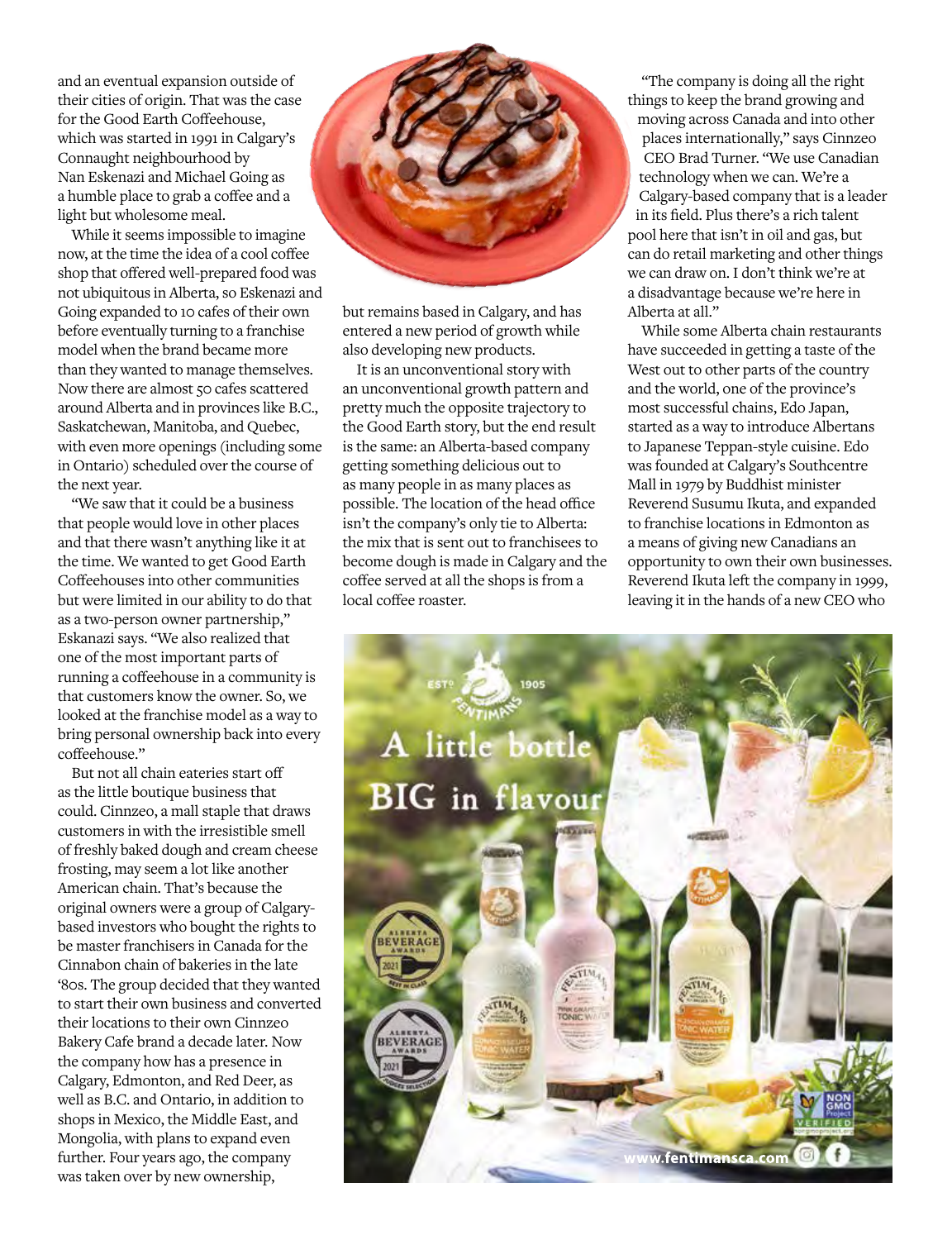and an eventual expansion outside of their cities of origin. That was the case for the Good Earth Coffeehouse, which was started in 1991 in Calgary's Connaught neighbourhood by Nan Eskenazi and Michael Going as a humble place to grab a coffee and a light but wholesome meal.

While it seems impossible to imagine now, at the time the idea of a cool coffee shop that offered well-prepared food was not ubiquitous in Alberta, so Eskenazi and Going expanded to 10 cafes of their own before eventually turning to a franchise model when the brand became more than they wanted to manage themselves. Now there are almost 50 cafes scattered around Alberta and in provinces like B.C., Saskatchewan, Manitoba, and Quebec, with even more openings (including some in Ontario) scheduled over the course of the next year.

"We saw that it could be a business that people would love in other places and that there wasn't anything like it at the time. We wanted to get Good Earth Coffeehouses into other communities but were limited in our ability to do that as a two-person owner partnership," Eskanazi says. "We also realized that one of the most important parts of running a coffeehouse in a community is that customers know the owner. So, we looked at the franchise model as a way to bring personal ownership back into every coffeehouse."

But not all chain eateries start off as the little boutique business that could. Cinnzeo, a mall staple that draws customers in with the irresistible smell of freshly baked dough and cream cheese frosting, may seem a lot like another American chain. That's because the original owners were a group of Calgary-based investors who bought the rights to be master franchisers in Canada for the Cinnabon chain of bakeries in the late '80s. The group decided that they wanted to start their own business and converted their locations to their own Cinnzeo Bakery Cafe brand a decade later. Now the company how has a presence in Calgary, Edmonton, and Red Deer, as well as B.C. and Ontario, in addition to shops in Mexico, the Middle East, and Mongolia, with plans to expand even further. Four years ago, the company was taken over by new ownership, but remains based in Calgary, and has entered a new period of growth while also developing new products.

It is an unconventional story with an unconventional growth pattern and pretty much the opposite trajectory to the Good Earth story, but the end result is the same: an Alberta-based company getting something delicious out to as many people in as many places as possible. The location of the head office isn't the company's only tie to Alberta: the mix that is sent out to franchisees to become dough is made in Calgary and the coffee served at all the shops is from a local coffee roaster.

"The company is doing all the right things to keep the brand growing and moving across Canada and into other places internationally," says Cinnzeo CEO Brad Turner. "We use Canadian technology when we can. We're a Calgary-based company that is a leader in its field. Plus there's a rich talent pool here that isn't in oil and gas, but can do retail marketing and other things we can draw on. I don't think we're at a disadvantage because we're here in Alberta at all."

While some Alberta chain restaurants have succeeded in getting a taste of the West out to other parts of the country and the world, one of the province's most successful chains, Edo Japan, started as a way to introduce Albertans to Japanese Teppan-style cuisine. Edo was founded at Calgary's Southcentre Mall in 1979 by Buddhist minister Reverend Susumu Ikuta, and expanded to franchise locations in Edmonton as a means of giving new Canadians an opportunity to own their own businesses. Reverend Ikuta left the company in 1999, leaving it in the hands of a new CEO who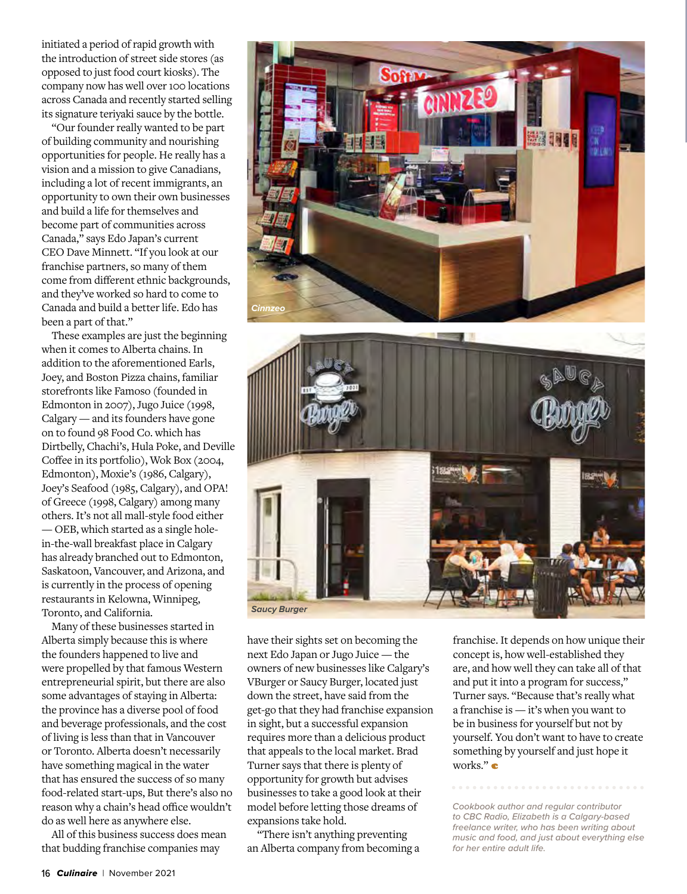initiated a period of rapid growth with the introduction of street side stores (as opposed to just food court kiosks). The company now has well over 100 locations across Canada and recently started selling its signature teriyaki sauce by the bottle.

"Our founder really wanted to be part of building community and nourishing opportunities for people. He really has a vision and a mission to give Canadians, including a lot of recent immigrants, an opportunity to own their own businesses and build a life for themselves and become part of communities across Canada," says Edo Japan's current CEO Dave Minnett. "If you look at our franchise partners, so many of them come from different ethnic backgrounds, and they've worked so hard to come to Canada and build a better life. Edo has been a part of that."

These examples are just the beginning when it comes to Alberta chains. In addition to the aforementioned Earls, Joey, and Boston Pizza chains, familiar storefronts like Famoso (founded in Edmonton in 2007), Jugo Juice (1998, Calgary — and its founders have gone on to found 98 Food Co. which has Dirtbelly, Chachi's, Hula Poke, and Deville Coffee in its portfolio), Wok Box (2004, Edmonton), Moxie's (1986, Calgary), Joey's Seafood (1985, Calgary), and OPA! of Greece (1998, Calgary) among many others. It's not all mall-style food either — OEB, which started as a single hole-in-the-wall breakfast place in Calgary has already branched out to Edmonton, Saskatoon, Vancouver, and Arizona, and is currently in the process of opening restaurants in Kelowna, Winnipeg, Toronto, and California.

Many of these businesses started in Alberta simply because this is where the founders happened to live and were propelled by that famous Western entrepreneurial spirit, but there are also some advantages of staying in Alberta: the province has a diverse pool of food and beverage professionals, and the cost of living is less than that in Vancouver or Toronto. Alberta doesn't necessarily have something magical in the water that has ensured the success of so many food-related start-ups, But there's also no reason why a chain's head office wouldn't do as well here as anywhere else.

All of this business success does mean that budding franchise companies may have their sights set on becoming the next Edo Japan or Jugo Juice — the owners of new businesses like Calgary's VBurger or Saucy Burger, located just down the street, have said from the get-go that they had franchise expansion in sight, but a successful expansion requires more than a delicious product that appeals to the local market. Brad Turner says that there is plenty of opportunity for growth but advises businesses to take a good look at their model before letting those dreams of expansions take hold.

"There isn't anything preventing an Alberta company from becoming a franchise. It depends on how unique their concept is, how well-established they are, and how well they can take all of that and put it into a program for success," Turner says. "Because that's really what a franchise is — it's when you want to be in business for yourself but not by yourself. You don't want to have to create something by yourself and just hope it works."

*Cinnzeo*

*Saucy Burger*

*Cookbook author and regular contributor to CBC Radio, Elizabeth is a Calgary-based freelance writer, who has been writing about music and food, and just about everything else for her entire adult life.*